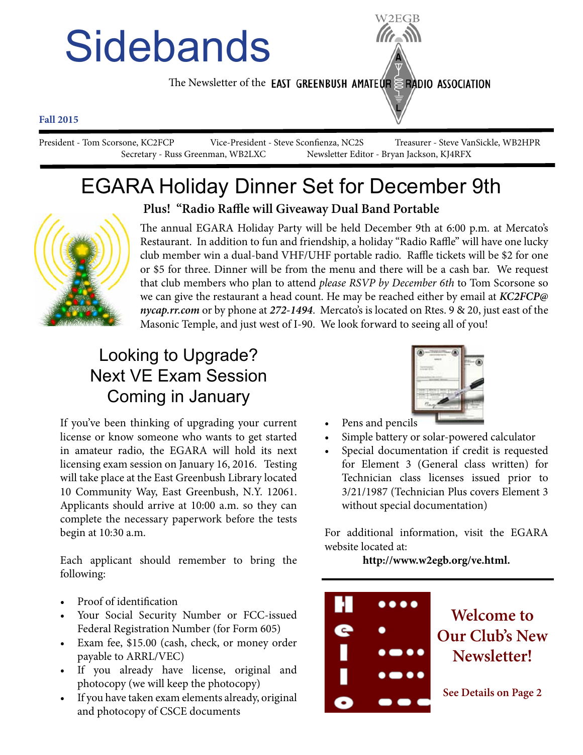# Sidebands

The Newsletter of the EAST GREENBUSH AMATEUR RADIO ASSOCIATION

W2EGB

**Fall 2015**

President - Tom Scorsone, KC2FCP    Vice-President - Steve Sconfienza, NC2S    Treasurer - Steve VanSickle, WB2HPR
Secretary - Russ Greenman, WB2LXC    Newsletter Editor - Bryan Jackson, KJ4RFX

## EGARA Holiday Dinner Set for December 9th

**Plus! "Radio Raffle will Giveaway Dual Band Portable**

The annual EGARA Holiday Party will be held December 9th at 6:00 p.m. at Mercato's Restaurant. In addition to fun and friendship, a holiday "Radio Raffle" will have one lucky club member win a dual-band VHF/UHF portable radio. Raffle tickets will be $2 for one or $5 for three. Dinner will be from the menu and there will be a cash bar. We request that club members who plan to attend *please RSVP by December 6th* to Tom Scorsone so we can give the restaurant a head count. He may be reached either by email at ***KC2FCP@nycap.rr.com*** or by phone at ***272-1494***. Mercato's is located on Rtes. 9 & 20, just east of the Masonic Temple, and just west of I-90. We look forward to seeing all of you!

## Looking to Upgrade? Next VE Exam Session Coming in January

If you've been thinking of upgrading your current license or know someone who wants to get started in amateur radio, the EGARA will hold its next licensing exam session on January 16, 2016. Testing will take place at the East Greenbush Library located 10 Community Way, East Greenbush, N.Y. 12061. Applicants should arrive at 10:00 a.m. so they can complete the necessary paperwork before the tests begin at 10:30 a.m.

Each applicant should remember to bring the following:

- Proof of identification
- Your Social Security Number or FCC-issued Federal Registration Number (for Form 605)
- Exam fee, $15.00 (cash, check, or money order payable to ARRL/VEC)
- If you already have license, original and photocopy (we will keep the photocopy)
- If you have taken exam elements already, original and photocopy of CSCE documents
- Pens and pencils
- Simple battery or solar-powered calculator
- Special documentation if credit is requested for Element 3 (General class written) for Technician class licenses issued prior to 3/21/1987 (Technician Plus covers Element 3 without special documentation)

For additional information, visit the EGARA website located at:

**http://www.w2egb.org/ve.html.**

## Welcome to Our Club's New Newsletter!

**See Details on Page 2**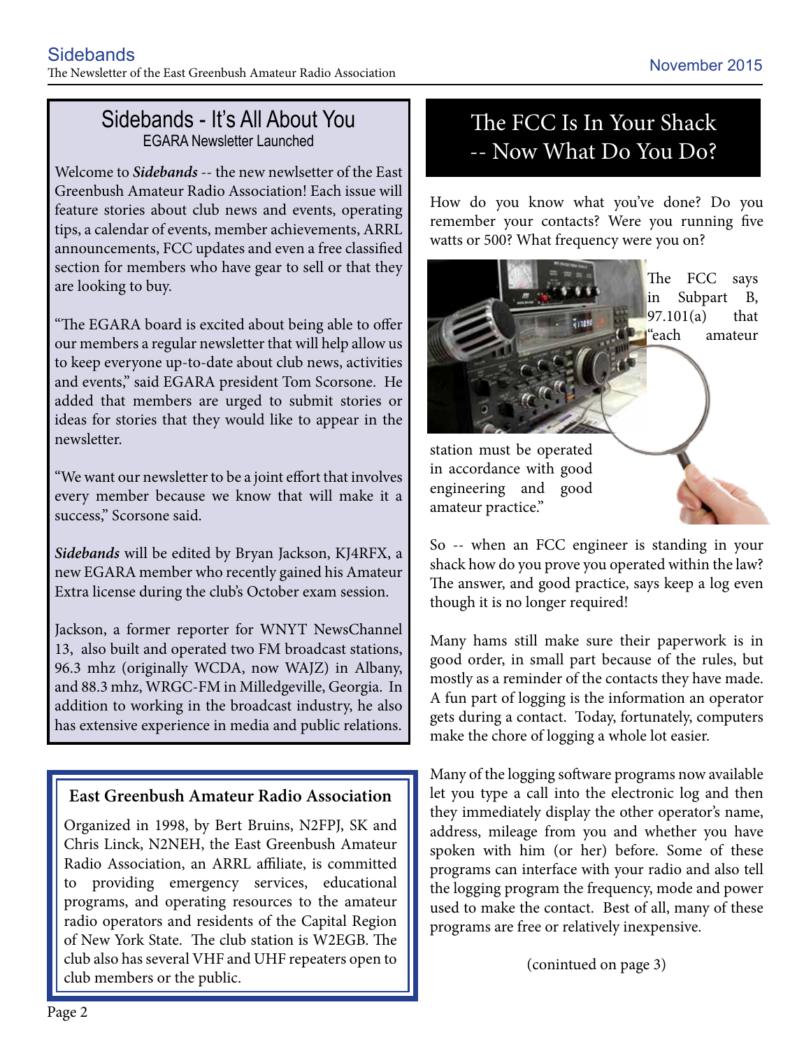## Sidebands - It's All About You

EGARA Newsletter Launched

Welcome to ***Sidebands*** -- the new newlsetter of the East Greenbush Amateur Radio Association! Each issue will feature stories about club news and events, operating tips, a calendar of events, member achievements, ARRL announcements, FCC updates and even a free classified section for members who have gear to sell or that they are looking to buy.

"The EGARA board is excited about being able to offer our members a regular newsletter that will help allow us to keep everyone up-to-date about club news, activities and events," said EGARA president Tom Scorsone. He added that members are urged to submit stories or ideas for stories that they would like to appear in the newsletter.

"We want our newsletter to be a joint effort that involves every member because we know that will make it a success," Scorsone said.

***Sidebands*** will be edited by Bryan Jackson, KJ4RFX, a new EGARA member who recently gained his Amateur Extra license during the club's October exam session.

Jackson, a former reporter for WNYT NewsChannel 13, also built and operated two FM broadcast stations, 96.3 mhz (originally WCDA, now WAJZ) in Albany, and 88.3 mhz, WRGC-FM in Milledgeville, Georgia. In addition to working in the broadcast industry, he also has extensive experience in media and public relations.

### East Greenbush Amateur Radio Association

Organized in 1998, by Bert Bruins, N2FPJ, SK and Chris Linck, N2NEH, the East Greenbush Amateur Radio Association, an ARRL affiliate, is committed to providing emergency services, educational programs, and operating resources to the amateur radio operators and residents of the Capital Region of New York State. The club station is W2EGB. The club also has several VHF and UHF repeaters open to club members or the public.

## The FCC Is In Your Shack -- Now What Do You Do?

How do you know what you've done? Do you remember your contacts? Were you running five watts or 500? What frequency were you on?

The FCC says in Subpart B, 97.101(a) that "each amateur station must be operated in accordance with good engineering and good amateur practice."

So -- when an FCC engineer is standing in your shack how do you prove you operated within the law? The answer, and good practice, says keep a log even though it is no longer required!

Many hams still make sure their paperwork is in good order, in small part because of the rules, but mostly as a reminder of the contacts they have made. A fun part of logging is the information an operator gets during a contact. Today, fortunately, computers make the chore of logging a whole lot easier.

Many of the logging software programs now available let you type a call into the electronic log and then they immediately display the other operator's name, address, mileage from you and whether you have spoken with him (or her) before. Some of these programs can interface with your radio and also tell the logging program the frequency, mode and power used to make the contact. Best of all, many of these programs are free or relatively inexpensive.

(conintued on page 3)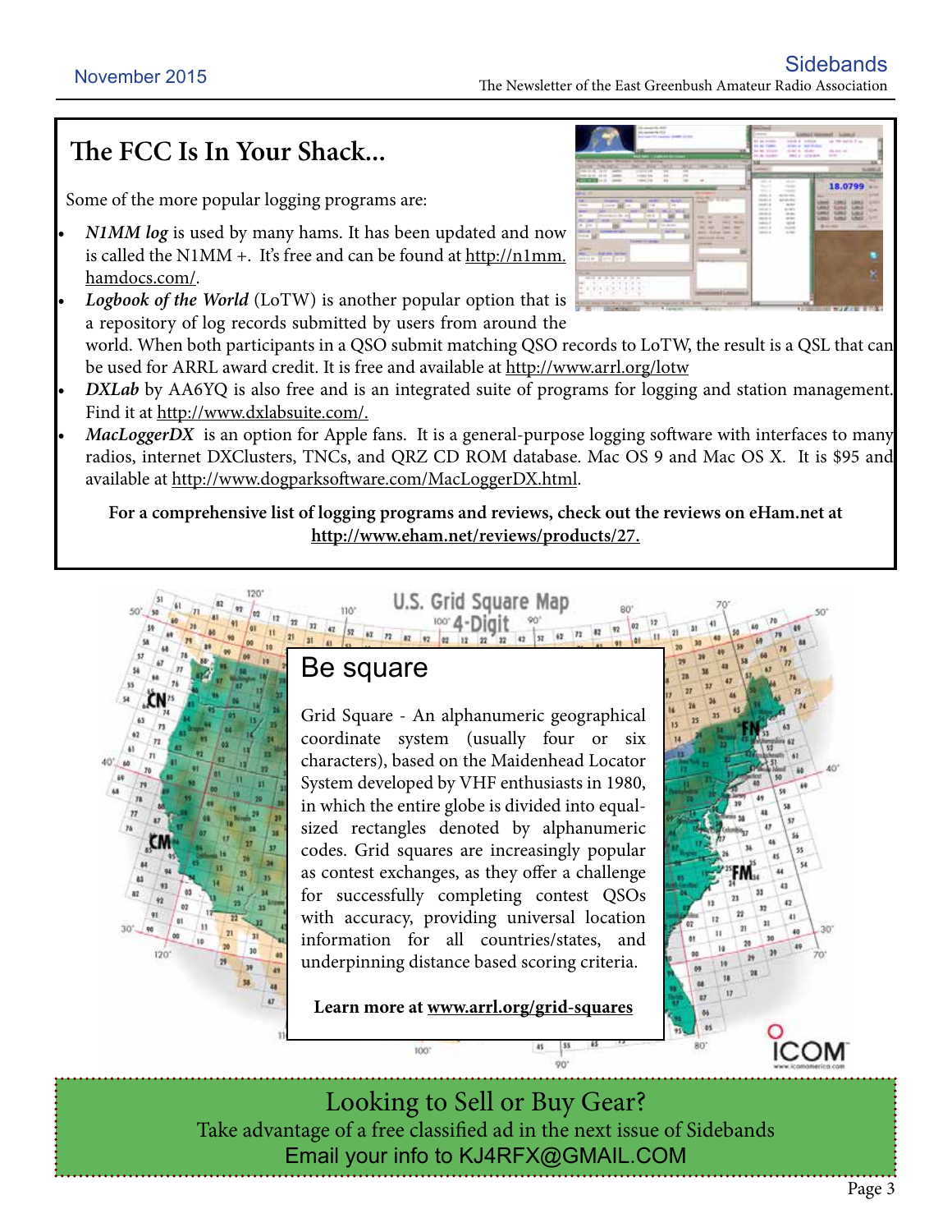## The FCC Is In Your Shack...

Some of the more popular logging programs are:

- *N1MM log* is used by many hams. It has been updated and now is called the N1MM +. It's free and can be found at http://n1mm.hamdocs.com/.
- *Logbook of the World* (LoTW) is another popular option that is a repository of log records submitted by users from around the world. When both participants in a QSO submit matching QSO records to LoTW, the result is a QSL that can be used for ARRL award credit. It is free and available at http://www.arrl.org/lotw
- *DXLab* by AA6YQ is also free and is an integrated suite of programs for logging and station management. Find it at http://www.dxlabsuite.com/.
- *MacLoggerDX* is an option for Apple fans. It is a general-purpose logging software with interfaces to many radios, internet DXClusters, TNCs, and QRZ CD ROM database. Mac OS 9 and Mac OS X. It is $95 and available at http://www.dogparksoftware.com/MacLoggerDX.html.

**For a comprehensive list of logging programs and reviews, check out the reviews on eHam.net at http://www.eham.net/reviews/products/27.**

U.S. Grid Square Map
4-Digit

## Be square

Grid Square - An alphanumeric geographical coordinate system (usually four or six characters), based on the Maidenhead Locator System developed by VHF enthusiasts in 1980, in which the entire globe is divided into equal-sized rectangles denoted by alphanumeric codes. Grid squares are increasingly popular as contest exchanges, as they offer a challenge for successfully completing contest QSOs with accuracy, providing universal location information for all countries/states, and underpinning distance based scoring criteria.

**Learn more at www.arrl.org/grid-squares**

ICOM

## Looking to Sell or Buy Gear?

Take advantage of a free classified ad in the next issue of Sidebands

Email your info to KJ4RFX@GMAIL.COM